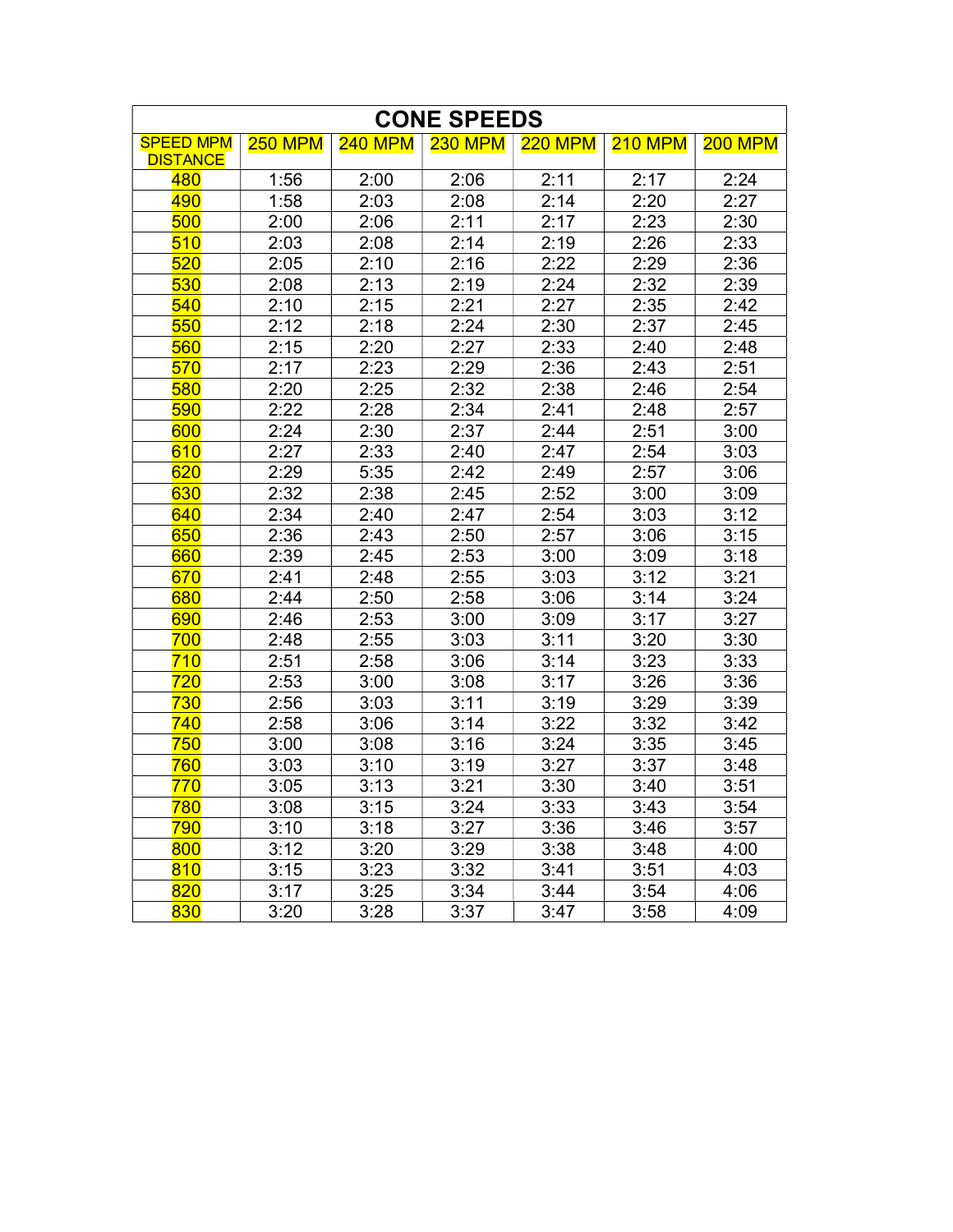# CONE SPEEDS

| SPEED MPM DISTANCE | 250 MPM | 240 MPM | 230 MPM | 220 MPM | 210 MPM | 200 MPM |
|---|---|---|---|---|---|---|
| 480 | 1:56 | 2:00 | 2:06 | 2:11 | 2:17 | 2:24 |
| 490 | 1:58 | 2:03 | 2:08 | 2:14 | 2:20 | 2:27 |
| 500 | 2:00 | 2:06 | 2:11 | 2:17 | 2:23 | 2:30 |
| 510 | 2:03 | 2:08 | 2:14 | 2:19 | 2:26 | 2:33 |
| 520 | 2:05 | 2:10 | 2:16 | 2:22 | 2:29 | 2:36 |
| 530 | 2:08 | 2:13 | 2:19 | 2:24 | 2:32 | 2:39 |
| 540 | 2:10 | 2:15 | 2:21 | 2:27 | 2:35 | 2:42 |
| 550 | 2:12 | 2:18 | 2:24 | 2:30 | 2:37 | 2:45 |
| 560 | 2:15 | 2:20 | 2:27 | 2:33 | 2:40 | 2:48 |
| 570 | 2:17 | 2:23 | 2:29 | 2:36 | 2:43 | 2:51 |
| 580 | 2:20 | 2:25 | 2:32 | 2:38 | 2:46 | 2:54 |
| 590 | 2:22 | 2:28 | 2:34 | 2:41 | 2:48 | 2:57 |
| 600 | 2:24 | 2:30 | 2:37 | 2:44 | 2:51 | 3:00 |
| 610 | 2:27 | 2:33 | 2:40 | 2:47 | 2:54 | 3:03 |
| 620 | 2:29 | 5:35 | 2:42 | 2:49 | 2:57 | 3:06 |
| 630 | 2:32 | 2:38 | 2:45 | 2:52 | 3:00 | 3:09 |
| 640 | 2:34 | 2:40 | 2:47 | 2:54 | 3:03 | 3:12 |
| 650 | 2:36 | 2:43 | 2:50 | 2:57 | 3:06 | 3:15 |
| 660 | 2:39 | 2:45 | 2:53 | 3:00 | 3:09 | 3:18 |
| 670 | 2:41 | 2:48 | 2:55 | 3:03 | 3:12 | 3:21 |
| 680 | 2:44 | 2:50 | 2:58 | 3:06 | 3:14 | 3:24 |
| 690 | 2:46 | 2:53 | 3:00 | 3:09 | 3:17 | 3:27 |
| 700 | 2:48 | 2:55 | 3:03 | 3:11 | 3:20 | 3:30 |
| 710 | 2:51 | 2:58 | 3:06 | 3:14 | 3:23 | 3:33 |
| 720 | 2:53 | 3:00 | 3:08 | 3:17 | 3:26 | 3:36 |
| 730 | 2:56 | 3:03 | 3:11 | 3:19 | 3:29 | 3:39 |
| 740 | 2:58 | 3:06 | 3:14 | 3:22 | 3:32 | 3:42 |
| 750 | 3:00 | 3:08 | 3:16 | 3:24 | 3:35 | 3:45 |
| 760 | 3:03 | 3:10 | 3:19 | 3:27 | 3:37 | 3:48 |
| 770 | 3:05 | 3:13 | 3:21 | 3:30 | 3:40 | 3:51 |
| 780 | 3:08 | 3:15 | 3:24 | 3:33 | 3:43 | 3:54 |
| 790 | 3:10 | 3:18 | 3:27 | 3:36 | 3:46 | 3:57 |
| 800 | 3:12 | 3:20 | 3:29 | 3:38 | 3:48 | 4:00 |
| 810 | 3:15 | 3:23 | 3:32 | 3:41 | 3:51 | 4:03 |
| 820 | 3:17 | 3:25 | 3:34 | 3:44 | 3:54 | 4:06 |
| 830 | 3:20 | 3:28 | 3:37 | 3:47 | 3:58 | 4:09 |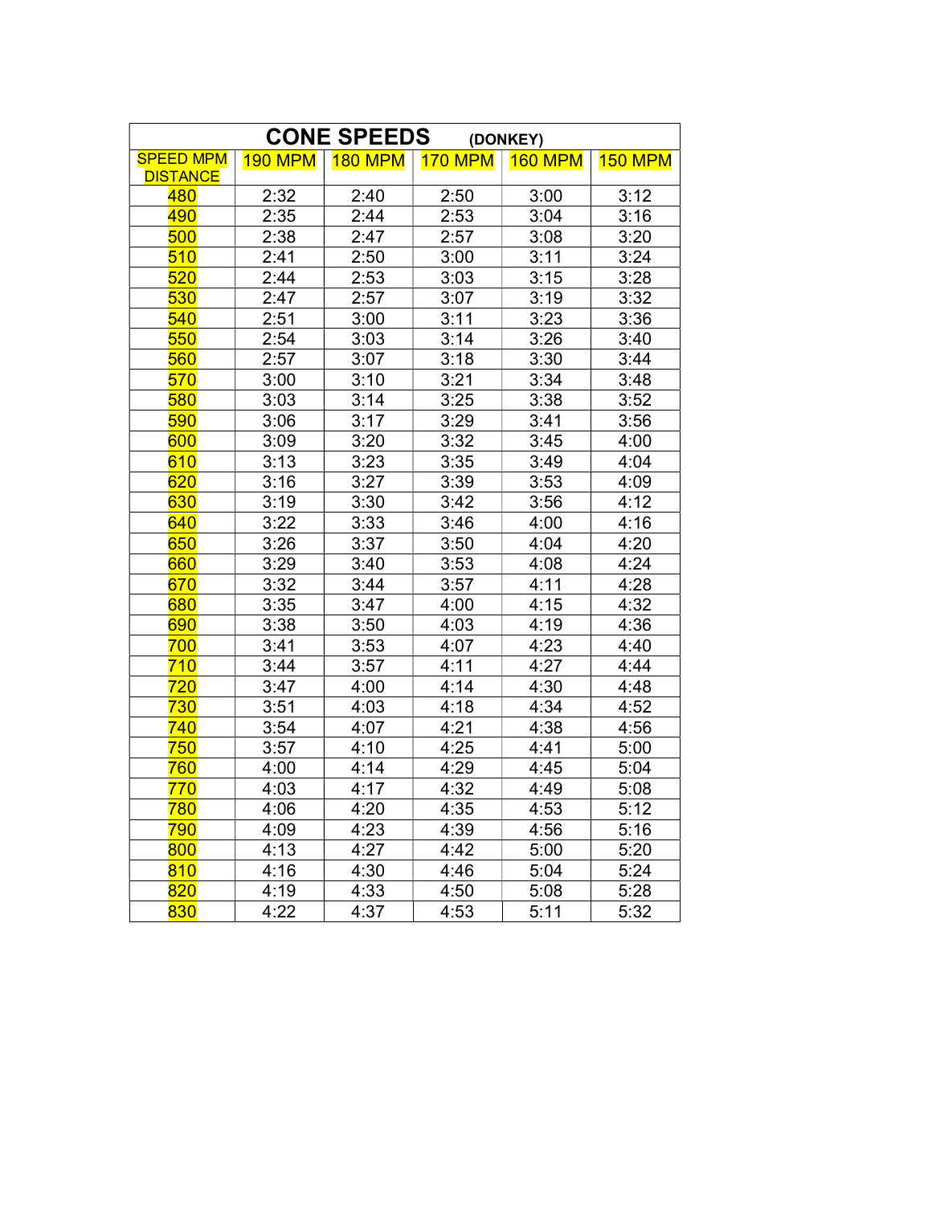| CONE SPEEDS (DONKEY) | | | | | |
|---|---|---|---|---|---|
| SPEED MPM DISTANCE | 190 MPM | 180 MPM | 170 MPM | 160 MPM | 150 MPM |
| 480 | 2:32 | 2:40 | 2:50 | 3:00 | 3:12 |
| 490 | 2:35 | 2:44 | 2:53 | 3:04 | 3:16 |
| 500 | 2:38 | 2:47 | 2:57 | 3:08 | 3:20 |
| 510 | 2:41 | 2:50 | 3:00 | 3:11 | 3:24 |
| 520 | 2:44 | 2:53 | 3:03 | 3:15 | 3:28 |
| 530 | 2:47 | 2:57 | 3:07 | 3:19 | 3:32 |
| 540 | 2:51 | 3:00 | 3:11 | 3:23 | 3:36 |
| 550 | 2:54 | 3:03 | 3:14 | 3:26 | 3:40 |
| 560 | 2:57 | 3:07 | 3:18 | 3:30 | 3:44 |
| 570 | 3:00 | 3:10 | 3:21 | 3:34 | 3:48 |
| 580 | 3:03 | 3:14 | 3:25 | 3:38 | 3:52 |
| 590 | 3:06 | 3:17 | 3:29 | 3:41 | 3:56 |
| 600 | 3:09 | 3:20 | 3:32 | 3:45 | 4:00 |
| 610 | 3:13 | 3:23 | 3:35 | 3:49 | 4:04 |
| 620 | 3:16 | 3:27 | 3:39 | 3:53 | 4:09 |
| 630 | 3:19 | 3:30 | 3:42 | 3:56 | 4:12 |
| 640 | 3:22 | 3:33 | 3:46 | 4:00 | 4:16 |
| 650 | 3:26 | 3:37 | 3:50 | 4:04 | 4:20 |
| 660 | 3:29 | 3:40 | 3:53 | 4:08 | 4:24 |
| 670 | 3:32 | 3:44 | 3:57 | 4:11 | 4:28 |
| 680 | 3:35 | 3:47 | 4:00 | 4:15 | 4:32 |
| 690 | 3:38 | 3:50 | 4:03 | 4:19 | 4:36 |
| 700 | 3:41 | 3:53 | 4:07 | 4:23 | 4:40 |
| 710 | 3:44 | 3:57 | 4:11 | 4:27 | 4:44 |
| 720 | 3:47 | 4:00 | 4:14 | 4:30 | 4:48 |
| 730 | 3:51 | 4:03 | 4:18 | 4:34 | 4:52 |
| 740 | 3:54 | 4:07 | 4:21 | 4:38 | 4:56 |
| 750 | 3:57 | 4:10 | 4:25 | 4:41 | 5:00 |
| 760 | 4:00 | 4:14 | 4:29 | 4:45 | 5:04 |
| 770 | 4:03 | 4:17 | 4:32 | 4:49 | 5:08 |
| 780 | 4:06 | 4:20 | 4:35 | 4:53 | 5:12 |
| 790 | 4:09 | 4:23 | 4:39 | 4:56 | 5:16 |
| 800 | 4:13 | 4:27 | 4:42 | 5:00 | 5:20 |
| 810 | 4:16 | 4:30 | 4:46 | 5:04 | 5:24 |
| 820 | 4:19 | 4:33 | 4:50 | 5:08 | 5:28 |
| 830 | 4:22 | 4:37 | 4:53 | 5:11 | 5:32 |